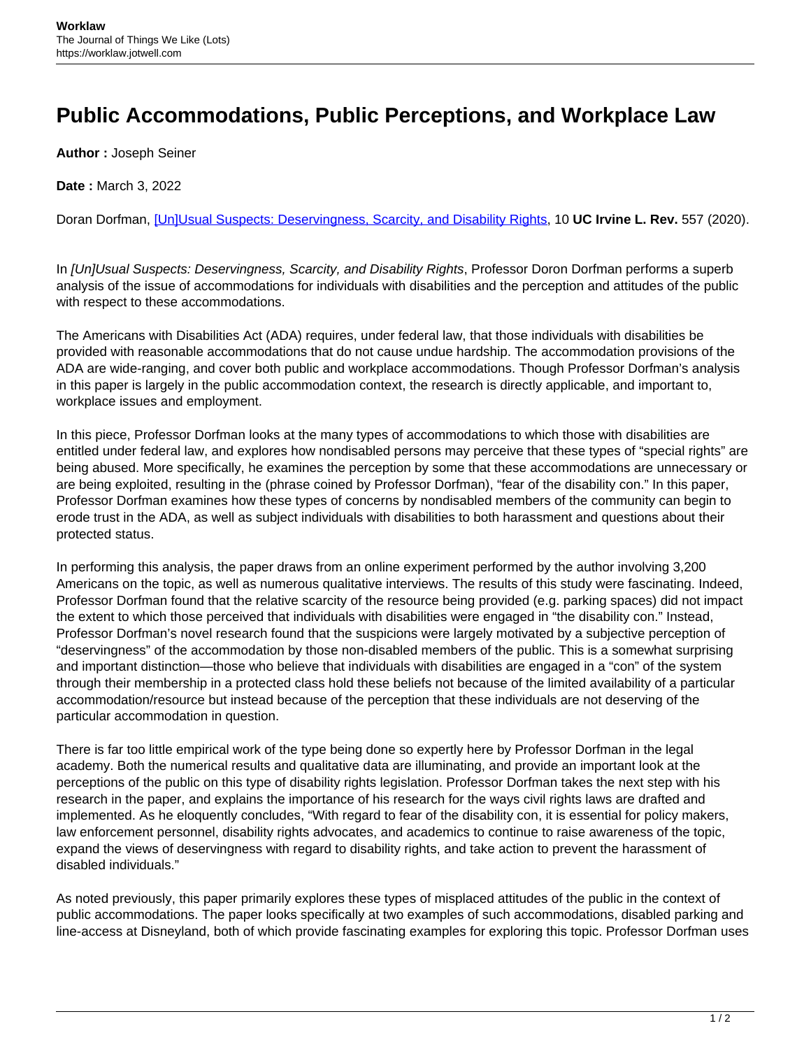# Public Accommodations, Public Perceptions, and Workplace Law

**Author :** Joseph Seiner

**Date :** March 3, 2022

Doran Dorfman, [Un]Usual Suspects: Deservingness, Scarcity, and Disability Rights, 10 **UC Irvine L. Rev.** 557 (2020).

In *[Un]Usual Suspects: Deservingness, Scarcity, and Disability Rights*, Professor Doron Dorfman performs a superb analysis of the issue of accommodations for individuals with disabilities and the perception and attitudes of the public with respect to these accommodations.

The Americans with Disabilities Act (ADA) requires, under federal law, that those individuals with disabilities be provided with reasonable accommodations that do not cause undue hardship. The accommodation provisions of the ADA are wide-ranging, and cover both public and workplace accommodations. Though Professor Dorfman's analysis in this paper is largely in the public accommodation context, the research is directly applicable, and important to, workplace issues and employment.

In this piece, Professor Dorfman looks at the many types of accommodations to which those with disabilities are entitled under federal law, and explores how nondisabled persons may perceive that these types of "special rights" are being abused. More specifically, he examines the perception by some that these accommodations are unnecessary or are being exploited, resulting in the (phrase coined by Professor Dorfman), "fear of the disability con." In this paper, Professor Dorfman examines how these types of concerns by nondisabled members of the community can begin to erode trust in the ADA, as well as subject individuals with disabilities to both harassment and questions about their protected status.

In performing this analysis, the paper draws from an online experiment performed by the author involving 3,200 Americans on the topic, as well as numerous qualitative interviews. The results of this study were fascinating. Indeed, Professor Dorfman found that the relative scarcity of the resource being provided (e.g. parking spaces) did not impact the extent to which those perceived that individuals with disabilities were engaged in "the disability con." Instead, Professor Dorfman's novel research found that the suspicions were largely motivated by a subjective perception of "deservingness" of the accommodation by those non-disabled members of the public. This is a somewhat surprising and important distinction—those who believe that individuals with disabilities are engaged in a "con" of the system through their membership in a protected class hold these beliefs not because of the limited availability of a particular accommodation/resource but instead because of the perception that these individuals are not deserving of the particular accommodation in question.

There is far too little empirical work of the type being done so expertly here by Professor Dorfman in the legal academy. Both the numerical results and qualitative data are illuminating, and provide an important look at the perceptions of the public on this type of disability rights legislation. Professor Dorfman takes the next step with his research in the paper, and explains the importance of his research for the ways civil rights laws are drafted and implemented. As he eloquently concludes, "With regard to fear of the disability con, it is essential for policy makers, law enforcement personnel, disability rights advocates, and academics to continue to raise awareness of the topic, expand the views of deservingness with regard to disability rights, and take action to prevent the harassment of disabled individuals."

As noted previously, this paper primarily explores these types of misplaced attitudes of the public in the context of public accommodations. The paper looks specifically at two examples of such accommodations, disabled parking and line-access at Disneyland, both of which provide fascinating examples for exploring this topic. Professor Dorfman uses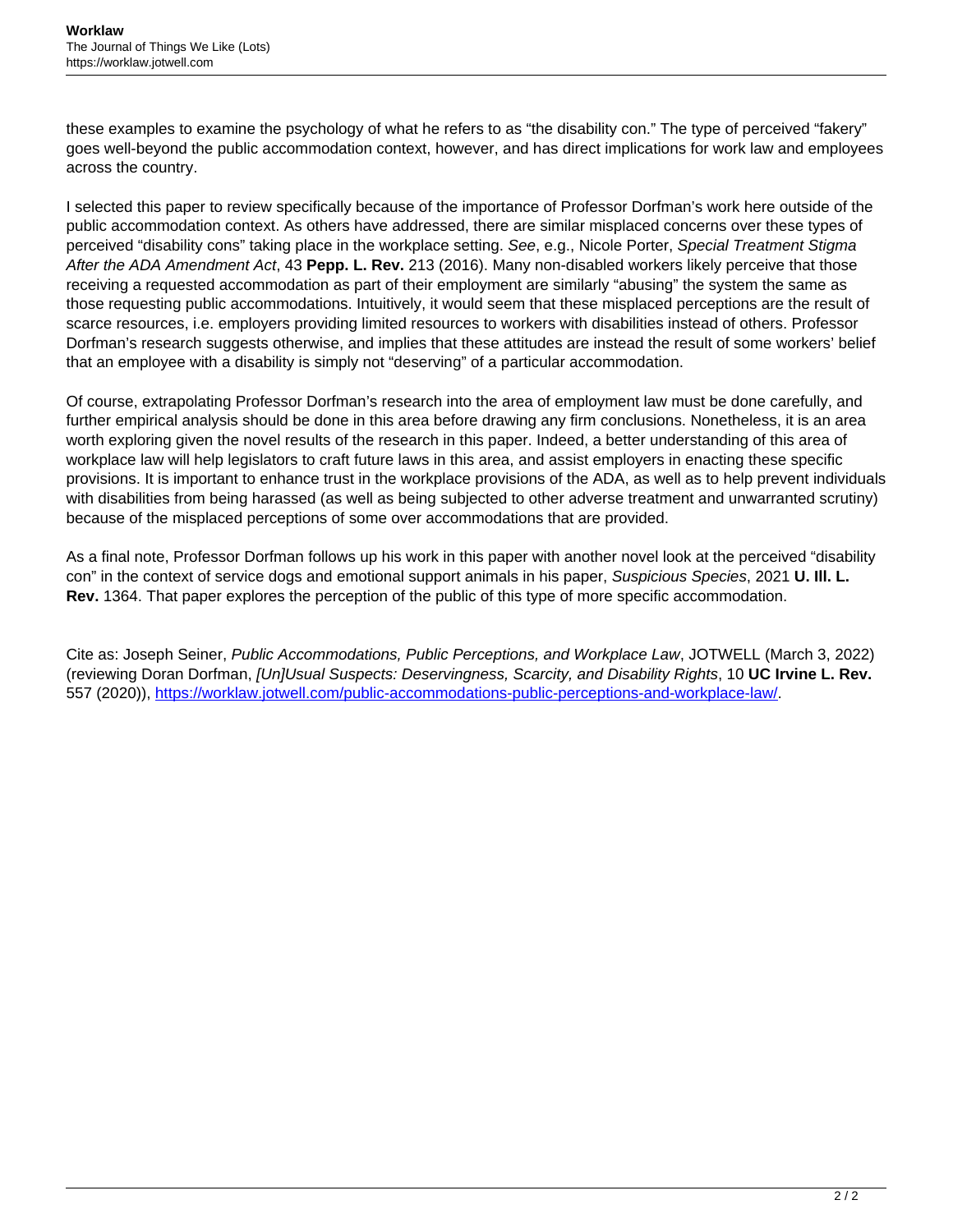these examples to examine the psychology of what he refers to as "the disability con." The type of perceived "fakery" goes well-beyond the public accommodation context, however, and has direct implications for work law and employees across the country.

I selected this paper to review specifically because of the importance of Professor Dorfman's work here outside of the public accommodation context. As others have addressed, there are similar misplaced concerns over these types of perceived "disability cons" taking place in the workplace setting. *See*, e.g., Nicole Porter, *Special Treatment Stigma After the ADA Amendment Act*, 43 **Pepp. L. Rev.** 213 (2016). Many non-disabled workers likely perceive that those receiving a requested accommodation as part of their employment are similarly "abusing" the system the same as those requesting public accommodations. Intuitively, it would seem that these misplaced perceptions are the result of scarce resources, i.e. employers providing limited resources to workers with disabilities instead of others. Professor Dorfman's research suggests otherwise, and implies that these attitudes are instead the result of some workers' belief that an employee with a disability is simply not "deserving" of a particular accommodation.

Of course, extrapolating Professor Dorfman's research into the area of employment law must be done carefully, and further empirical analysis should be done in this area before drawing any firm conclusions. Nonetheless, it is an area worth exploring given the novel results of the research in this paper. Indeed, a better understanding of this area of workplace law will help legislators to craft future laws in this area, and assist employers in enacting these specific provisions. It is important to enhance trust in the workplace provisions of the ADA, as well as to help prevent individuals with disabilities from being harassed (as well as being subjected to other adverse treatment and unwarranted scrutiny) because of the misplaced perceptions of some over accommodations that are provided.

As a final note, Professor Dorfman follows up his work in this paper with another novel look at the perceived "disability con" in the context of service dogs and emotional support animals in his paper, *Suspicious Species*, 2021 **U. Ill. L. Rev.** 1364. That paper explores the perception of the public of this type of more specific accommodation.

Cite as: Joseph Seiner, *Public Accommodations, Public Perceptions, and Workplace Law*, JOTWELL (March 3, 2022) (reviewing Doran Dorfman, *[Un]Usual Suspects: Deservingness, Scarcity, and Disability Rights*, 10 **UC Irvine L. Rev.** 557 (2020)), https://worklaw.jotwell.com/public-accommodations-public-perceptions-and-workplace-law/.